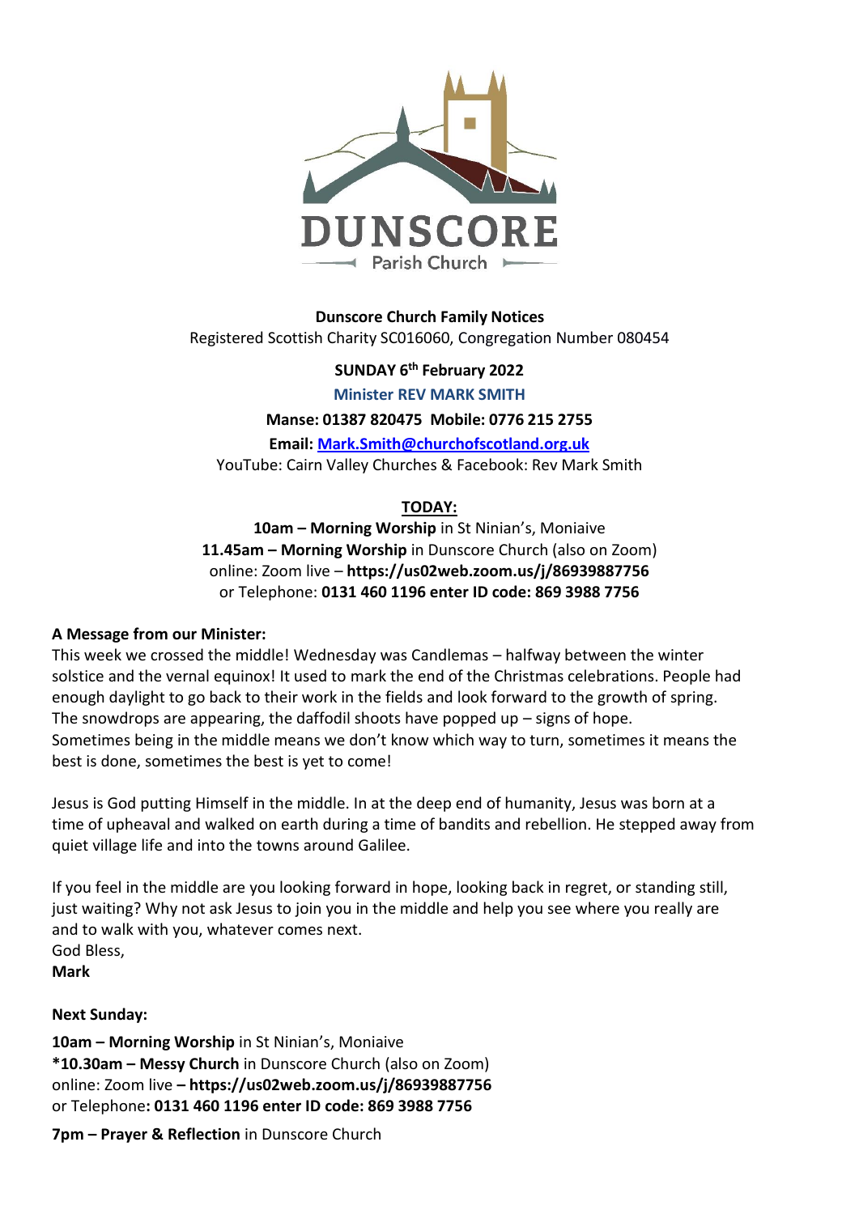**DUNSCORE**
Parish Church

**Dunscore Church Family Notices**
Registered Scottish Charity SC016060, Congregation Number 080454

**SUNDAY 6th February 2022**

**Minister REV MARK SMITH**

**Manse: 01387 820475 Mobile: 0776 215 2755**

**Email: Mark.Smith@churchofscotland.org.uk**

YouTube: Cairn Valley Churches & Facebook: Rev Mark Smith

**TODAY:**

**10am – Morning Worship** in St Ninian's, Moniaive
**11.45am – Morning Worship** in Dunscore Church (also on Zoom)
online: Zoom live – **https://us02web.zoom.us/j/86939887756**
or Telephone: **0131 460 1196 enter ID code: 869 3988 7756**

**A Message from our Minister:**

This week we crossed the middle! Wednesday was Candlemas – halfway between the winter solstice and the vernal equinox! It used to mark the end of the Christmas celebrations. People had enough daylight to go back to their work in the fields and look forward to the growth of spring. The snowdrops are appearing, the daffodil shoots have popped up – signs of hope.
Sometimes being in the middle means we don't know which way to turn, sometimes it means the best is done, sometimes the best is yet to come!

Jesus is God putting Himself in the middle. In at the deep end of humanity, Jesus was born at a time of upheaval and walked on earth during a time of bandits and rebellion. He stepped away from quiet village life and into the towns around Galilee.

If you feel in the middle are you looking forward in hope, looking back in regret, or standing still, just waiting? Why not ask Jesus to join you in the middle and help you see where you really are and to walk with you, whatever comes next.
God Bless,
**Mark**

**Next Sunday:**

**10am – Morning Worship** in St Ninian's, Moniaive
**\*10.30am – Messy Church** in Dunscore Church (also on Zoom)
online: Zoom live **– https://us02web.zoom.us/j/86939887756**
or Telephone**: 0131 460 1196 enter ID code: 869 3988 7756**

**7pm – Prayer & Reflection** in Dunscore Church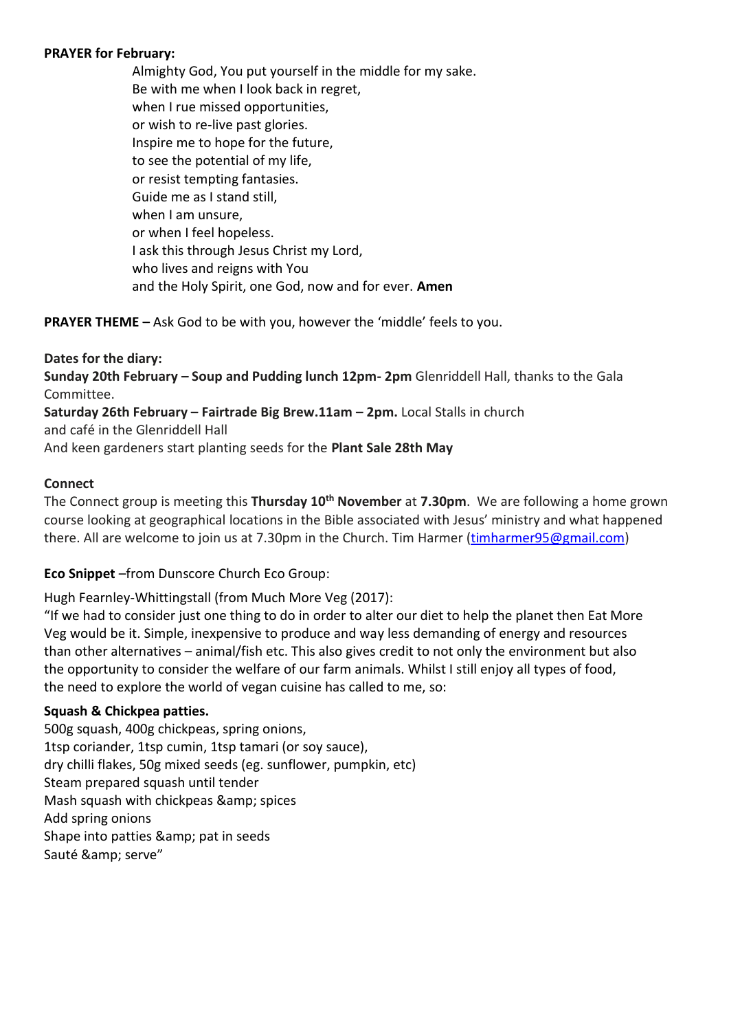**PRAYER for February:**

Almighty God, You put yourself in the middle for my sake.
Be with me when I look back in regret,
when I rue missed opportunities,
or wish to re-live past glories.
Inspire me to hope for the future,
to see the potential of my life,
or resist tempting fantasies.
Guide me as I stand still,
when I am unsure,
or when I feel hopeless.
I ask this through Jesus Christ my Lord,
who lives and reigns with You
and the Holy Spirit, one God, now and for ever. **Amen**

**PRAYER THEME –** Ask God to be with you, however the 'middle' feels to you.

**Dates for the diary:**
**Sunday 20th February – Soup and Pudding lunch 12pm- 2pm** Glenriddell Hall, thanks to the Gala Committee.
**Saturday 26th February – Fairtrade Big Brew.11am – 2pm.** Local Stalls in church
and café in the Glenriddell Hall
And keen gardeners start planting seeds for the **Plant Sale 28th May**

**Connect**

The Connect group is meeting this **Thursday 10th November** at **7.30pm**. We are following a home grown course looking at geographical locations in the Bible associated with Jesus' ministry and what happened there. All are welcome to join us at 7.30pm in the Church. Tim Harmer (timharmer95@gmail.com)

**Eco Snippet** –from Dunscore Church Eco Group:

Hugh Fearnley-Whittingstall (from Much More Veg (2017):
"If we had to consider just one thing to do in order to alter our diet to help the planet then Eat More Veg would be it. Simple, inexpensive to produce and way less demanding of energy and resources than other alternatives – animal/fish etc. This also gives credit to not only the environment but also the opportunity to consider the welfare of our farm animals. Whilst I still enjoy all types of food, the need to explore the world of vegan cuisine has called to me, so:

**Squash & Chickpea patties.**
500g squash, 400g chickpeas, spring onions,
1tsp coriander, 1tsp cumin, 1tsp tamari (or soy sauce),
dry chilli flakes, 50g mixed seeds (eg. sunflower, pumpkin, etc)
Steam prepared squash until tender
Mash squash with chickpeas &amp; spices
Add spring onions
Shape into patties &amp; pat in seeds
Sauté &amp; serve"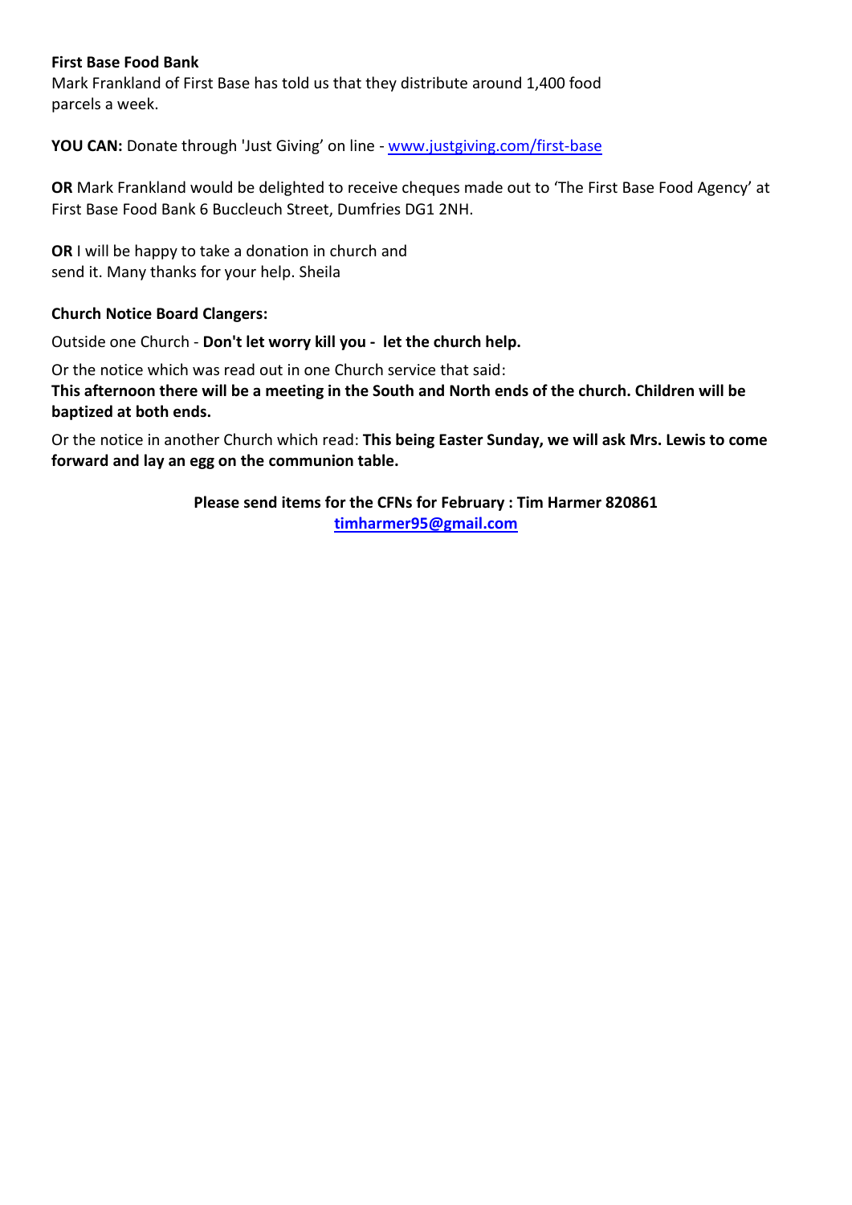**First Base Food Bank**

Mark Frankland of First Base has told us that they distribute around 1,400 food parcels a week.

**YOU CAN:** Donate through 'Just Giving' on line - [www.justgiving.com/first-base](http://www.justgiving.com/first-base)

**OR** Mark Frankland would be delighted to receive cheques made out to 'The First Base Food Agency' at First Base Food Bank 6 Buccleuch Street, Dumfries DG1 2NH.

**OR** I will be happy to take a donation in church and send it. Many thanks for your help. Sheila

**Church Notice Board Clangers:**

Outside one Church - **Don't let worry kill you - let the church help.**

Or the notice which was read out in one Church service that said:
**This afternoon there will be a meeting in the South and North ends of the church. Children will be baptized at both ends.**

Or the notice in another Church which read: **This being Easter Sunday, we will ask Mrs. Lewis to come forward and lay an egg on the communion table.**

**Please send items for the CFNs for February : Tim Harmer 820861**
**[timharmer95@gmail.com](mailto:timharmer95@gmail.com)**